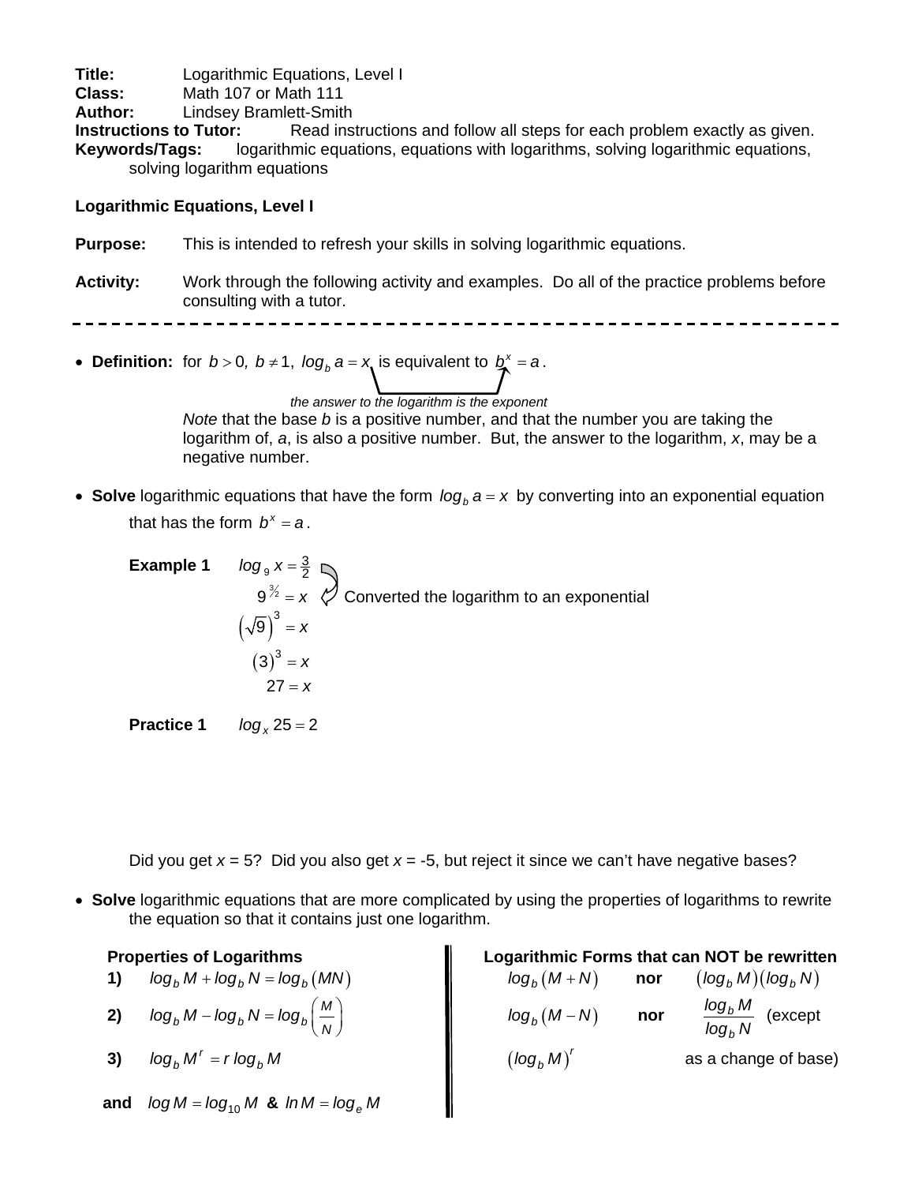**Title:** Logarithmic Equations, Level I
**Class:** Math 107 or Math 111
**Author:** Lindsey Bramlett-Smith
**Instructions to Tutor:** Read instructions and follow all steps for each problem exactly as given.
**Keywords/Tags:** logarithmic equations, equations with logarithms, solving logarithmic equations, solving logarithm equations

## Logarithmic Equations, Level I

**Purpose:** This is intended to refresh your skills in solving logarithmic equations.

**Activity:** Work through the following activity and examples. Do all of the practice problems before consulting with a tutor.

---

- **Definition:** for $b > 0,\ b \neq 1,\ log_b\, a = x$ is equivalent to $b^x = a$.

  *the answer to the logarithm is the exponent*

  *Note* that the base *b* is a positive number, and that the number you are taking the logarithm of, *a*, is also a positive number. But, the answer to the logarithm, *x*, may be a negative number.

- **Solve** logarithmic equations that have the form $log_b\, a = x$ by converting into an exponential equation that has the form $b^x = a$.

  **Example 1**

  $$log_9\, x = \frac{3}{2}$$

  $$9^{3/2} = x \quad \text{Converted the logarithm to an exponential}$$

  $$\left(\sqrt{9}\right)^3 = x$$

  $$(3)^3 = x$$

  $$27 = x$$

  **Practice 1** $log_x\, 25 = 2$

  Did you get *x* = 5? Did you also get *x* = -5, but reject it since we can't have negative bases?

- **Solve** logarithmic equations that are more complicated by using the properties of logarithms to rewrite the equation so that it contains just one logarithm.

**Properties of Logarithms**

1) $log_b\, M + log_b\, N = log_b\,(MN)$
2) $log_b\, M - log_b\, N = log_b\left(\frac{M}{N}\right)$
3) $log_b\, M^r = r\, log_b\, M$

**and** $log\, M = log_{10}\, M$ **&** $ln\, M = log_e\, M$

**Logarithmic Forms that can NOT be rewritten**

$log_b\,(M + N)$ **nor** $(log_b\, M)(log_b\, N)$

$log_b\,(M - N)$ **nor** $\frac{log_b\, M}{log_b\, N}$ (except as a change of base)

$(log_b\, M)^r$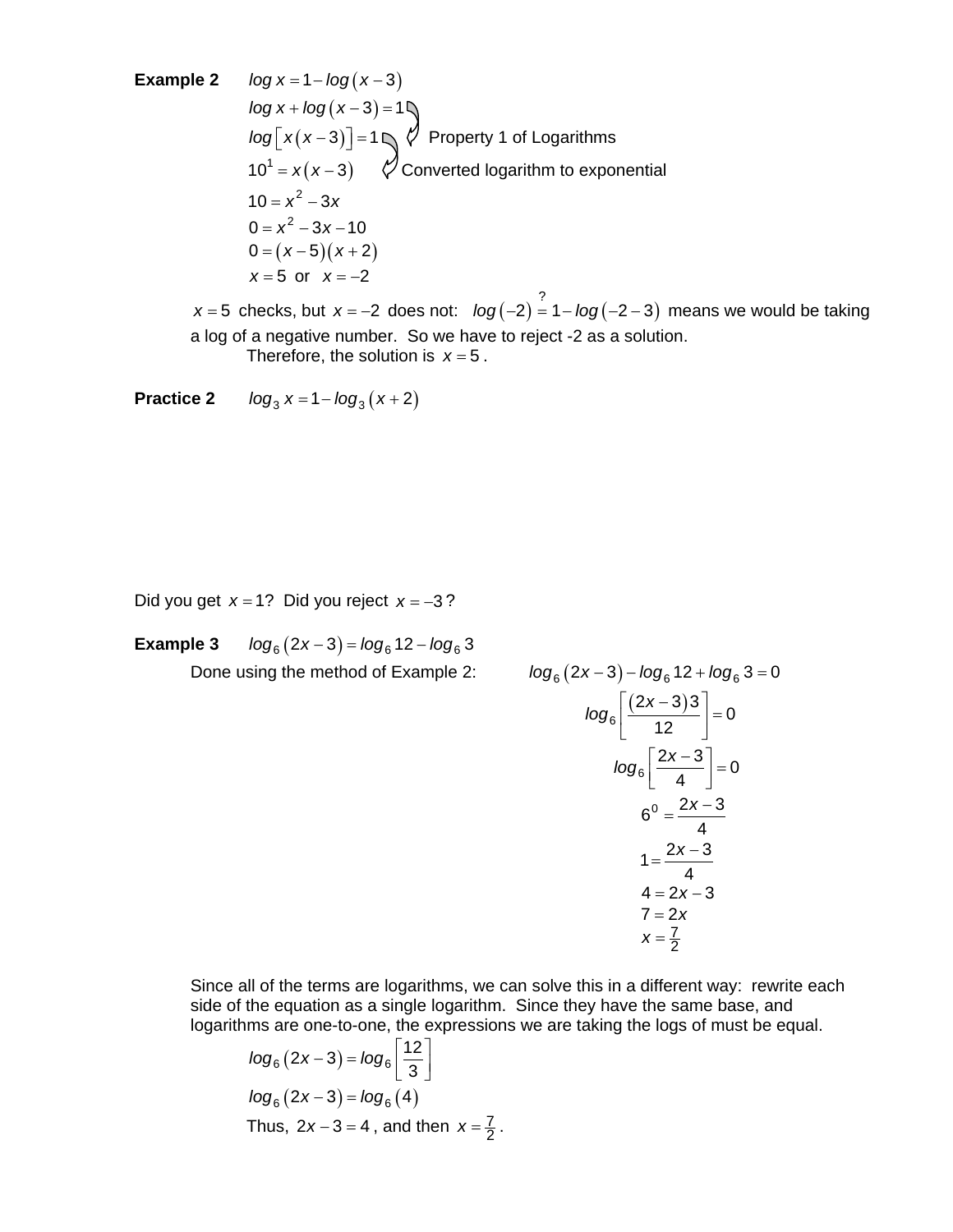**Example 2** $\log x = 1 - \log(x-3)$

$$\log x + \log(x-3) = 1$$

$$\log\left[x(x-3)\right] = 1 \quad \text{Property 1 of Logarithms}$$

$$10^1 = x(x-3) \quad \text{Converted logarithm to exponential}$$

$$10 = x^2 - 3x$$

$$0 = x^2 - 3x - 10$$

$$0 = (x-5)(x+2)$$

$$x = 5 \text{ or } x = -2$$

$x = 5$ checks, but $x = -2$ does not: $\log(-2) \overset{?}{=} 1 - \log(-2-3)$ means we would be taking a log of a negative number. So we have to reject -2 as a solution.

Therefore, the solution is $x = 5$.

**Practice 2** $\log_3 x = 1 - \log_3(x+2)$

Did you get $x = 1$? Did you reject $x = -3$?

**Example 3** $\log_6(2x-3) = \log_6 12 - \log_6 3$

Done using the method of Example 2:

$$\log_6(2x-3) - \log_6 12 + \log_6 3 = 0$$

$$\log_6\left[\frac{(2x-3)3}{12}\right] = 0$$

$$\log_6\left[\frac{2x-3}{4}\right] = 0$$

$$6^0 = \frac{2x-3}{4}$$

$$1 = \frac{2x-3}{4}$$

$$4 = 2x - 3$$

$$7 = 2x$$

$$x = \tfrac{7}{2}$$

Since all of the terms are logarithms, we can solve this in a different way: rewrite each side of the equation as a single logarithm. Since they have the same base, and logarithms are one-to-one, the expressions we are taking the logs of must be equal.

$$\log_6(2x-3) = \log_6\left[\frac{12}{3}\right]$$

$$\log_6(2x-3) = \log_6(4)$$

Thus, $2x - 3 = 4$, and then $x = \tfrac{7}{2}$.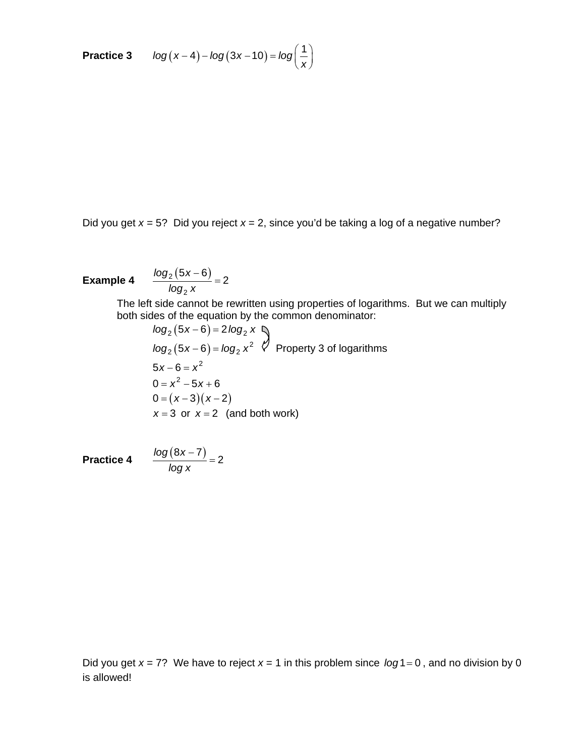**Practice 3** $\log(x-4) - \log(3x-10) = \log\left(\frac{1}{x}\right)$

Did you get *x* = 5? Did you reject *x* = 2, since you'd be taking a log of a negative number?

**Example 4** $\dfrac{\log_2(5x-6)}{\log_2 x} = 2$

The left side cannot be rewritten using properties of logarithms. But we can multiply both sides of the equation by the common denominator:

$$\log_2(5x-6) = 2\log_2 x$$

$$\log_2(5x-6) = \log_2 x^2 \quad \text{Property 3 of logarithms}$$

$$5x - 6 = x^2$$

$$0 = x^2 - 5x + 6$$

$$0 = (x-3)(x-2)$$

$$x = 3 \text{ or } x = 2 \quad \text{(and both work)}$$

**Practice 4** $\dfrac{\log(8x-7)}{\log x} = 2$

Did you get *x* = 7? We have to reject *x* = 1 in this problem since $\log 1 = 0$, and no division by 0 is allowed!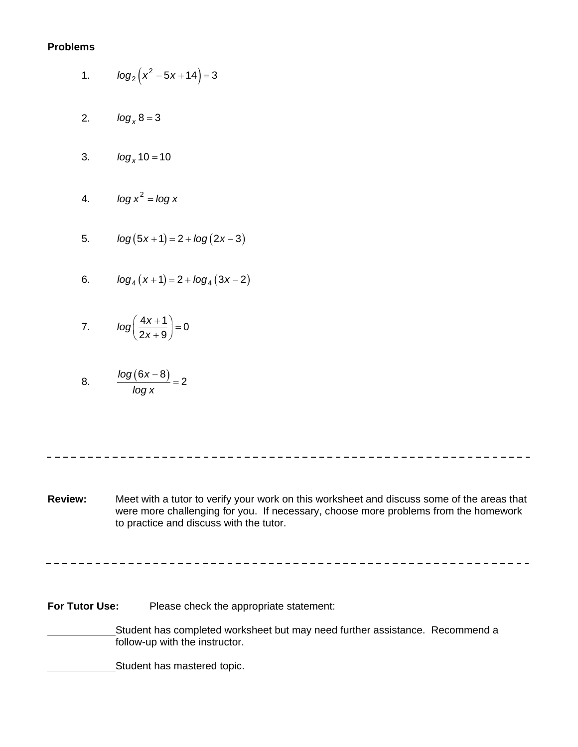**Problems**

1. $log_2\left(x^2 - 5x + 14\right) = 3$

2. $log_x 8 = 3$

3. $log_x 10 = 10$

4. $log\, x^2 = log\, x$

5. $log\left(5x + 1\right) = 2 + log\left(2x - 3\right)$

6. $log_4\left(x + 1\right) = 2 + log_4\left(3x - 2\right)$

7. $log\left(\dfrac{4x + 1}{2x + 9}\right) = 0$

8. $\dfrac{log\left(6x - 8\right)}{log\, x} = 2$

---

**Review:** Meet with a tutor to verify your work on this worksheet and discuss some of the areas that were more challenging for you. If necessary, choose more problems from the homework to practice and discuss with the tutor.

---

**For Tutor Use:** Please check the appropriate statement:

____________Student has completed worksheet but may need further assistance. Recommend a follow-up with the instructor.

____________Student has mastered topic.